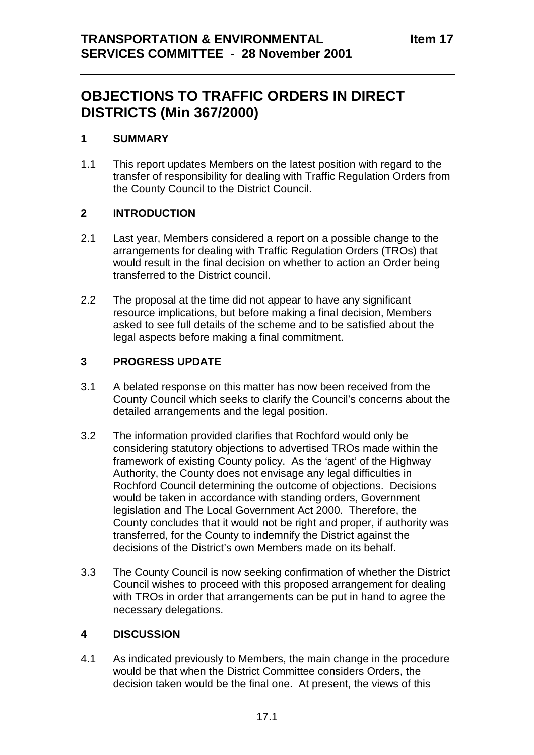**TRANSPORTATION & ENVIRONMENTAL SERVICES COMMITTEE - 28 November 2001** **Item 17**

# OBJECTIONS TO TRAFFIC ORDERS IN DIRECT DISTRICTS (Min 367/2000)

## 1 SUMMARY

1.1 This report updates Members on the latest position with regard to the transfer of responsibility for dealing with Traffic Regulation Orders from the County Council to the District Council.

## 2 INTRODUCTION

2.1 Last year, Members considered a report on a possible change to the arrangements for dealing with Traffic Regulation Orders (TROs) that would result in the final decision on whether to action an Order being transferred to the District council.

2.2 The proposal at the time did not appear to have any significant resource implications, but before making a final decision, Members asked to see full details of the scheme and to be satisfied about the legal aspects before making a final commitment.

## 3 PROGRESS UPDATE

3.1 A belated response on this matter has now been received from the County Council which seeks to clarify the Council's concerns about the detailed arrangements and the legal position.

3.2 The information provided clarifies that Rochford would only be considering statutory objections to advertised TROs made within the framework of existing County policy. As the 'agent' of the Highway Authority, the County does not envisage any legal difficulties in Rochford Council determining the outcome of objections. Decisions would be taken in accordance with standing orders, Government legislation and The Local Government Act 2000. Therefore, the County concludes that it would not be right and proper, if authority was transferred, for the County to indemnify the District against the decisions of the District's own Members made on its behalf.

3.3 The County Council is now seeking confirmation of whether the District Council wishes to proceed with this proposed arrangement for dealing with TROs in order that arrangements can be put in hand to agree the necessary delegations.

## 4 DISCUSSION

4.1 As indicated previously to Members, the main change in the procedure would be that when the District Committee considers Orders, the decision taken would be the final one. At present, the views of this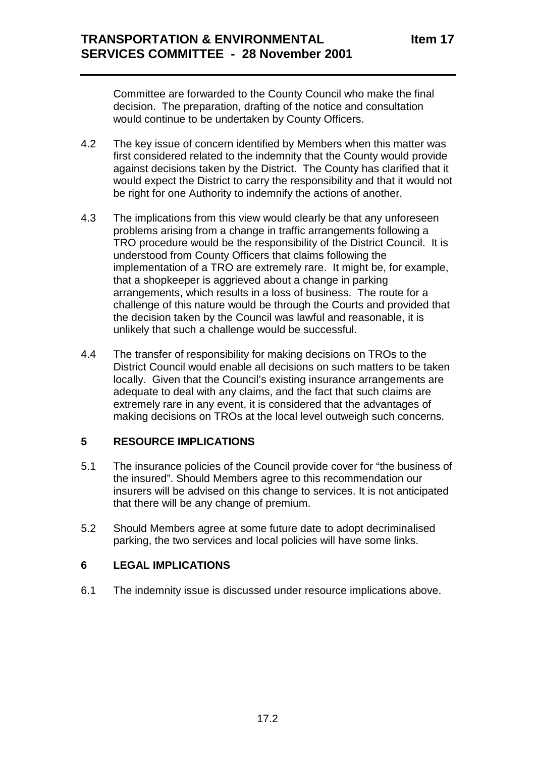Committee are forwarded to the County Council who make the final decision. The preparation, drafting of the notice and consultation would continue to be undertaken by County Officers.

4.2 The key issue of concern identified by Members when this matter was first considered related to the indemnity that the County would provide against decisions taken by the District. The County has clarified that it would expect the District to carry the responsibility and that it would not be right for one Authority to indemnify the actions of another.

4.3 The implications from this view would clearly be that any unforeseen problems arising from a change in traffic arrangements following a TRO procedure would be the responsibility of the District Council. It is understood from County Officers that claims following the implementation of a TRO are extremely rare. It might be, for example, that a shopkeeper is aggrieved about a change in parking arrangements, which results in a loss of business. The route for a challenge of this nature would be through the Courts and provided that the decision taken by the Council was lawful and reasonable, it is unlikely that such a challenge would be successful.

4.4 The transfer of responsibility for making decisions on TROs to the District Council would enable all decisions on such matters to be taken locally. Given that the Council's existing insurance arrangements are adequate to deal with any claims, and the fact that such claims are extremely rare in any event, it is considered that the advantages of making decisions on TROs at the local level outweigh such concerns.

## 5 RESOURCE IMPLICATIONS

5.1 The insurance policies of the Council provide cover for "the business of the insured". Should Members agree to this recommendation our insurers will be advised on this change to services. It is not anticipated that there will be any change of premium.

5.2 Should Members agree at some future date to adopt decriminalised parking, the two services and local policies will have some links.

## 6 LEGAL IMPLICATIONS

6.1 The indemnity issue is discussed under resource implications above.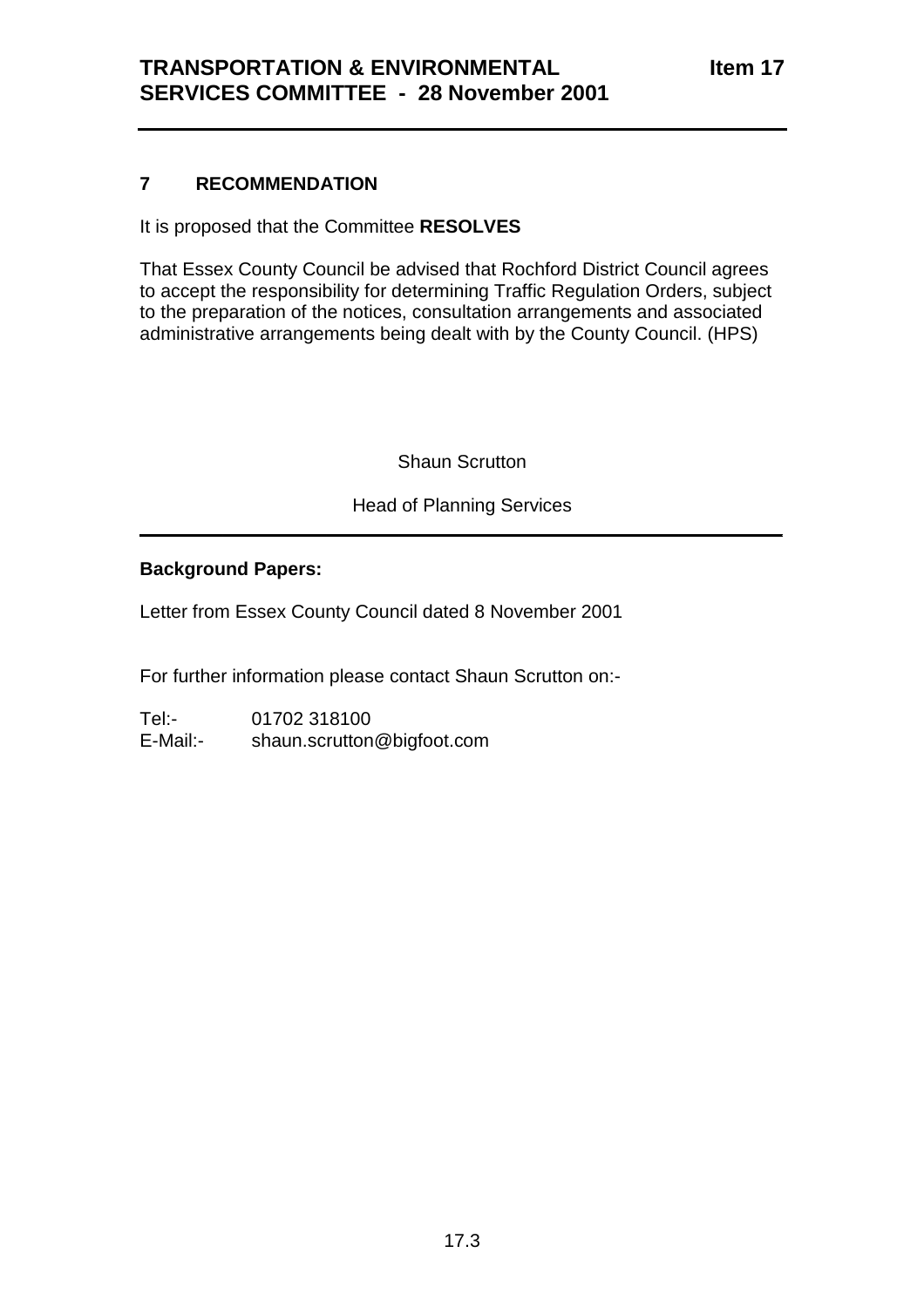## 7 RECOMMENDATION

It is proposed that the Committee **RESOLVES**

That Essex County Council be advised that Rochford District Council agrees to accept the responsibility for determining Traffic Regulation Orders, subject to the preparation of the notices, consultation arrangements and associated administrative arrangements being dealt with by the County Council. (HPS)

Shaun Scrutton

Head of Planning Services

---

**Background Papers:**

Letter from Essex County Council dated 8 November 2001

For further information please contact Shaun Scrutton on:-

Tel:- 01702 318100
E-Mail:- shaun.scrutton@bigfoot.com